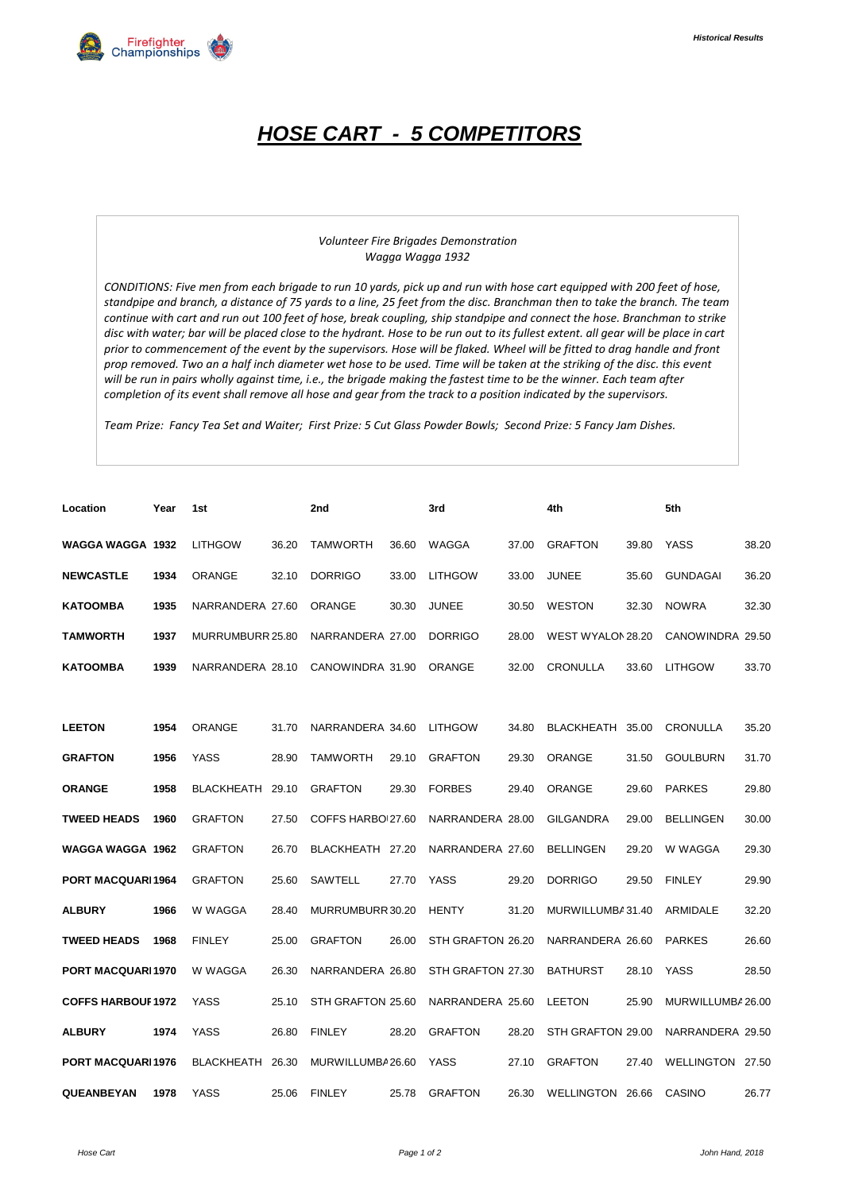# HOSE CART - 5 COMPETITORS

*Volunteer Fire Brigades Demonstration*
*Wagga Wagga 1932*

*CONDITIONS: Five men from each brigade to run 10 yards, pick up and run with hose cart equipped with 200 feet of hose, standpipe and branch, a distance of 75 yards to a line, 25 feet from the disc. Branchman then to take the branch. The team continue with cart and run out 100 feet of hose, break coupling, ship standpipe and connect the hose. Branchman to strike disc with water; bar will be placed close to the hydrant. Hose to be run out to its fullest extent. all gear will be place in cart prior to commencement of the event by the supervisors. Hose will be flaked. Wheel will be fitted to drag handle and front prop removed. Two an a half inch diameter wet hose to be used. Time will be taken at the striking of the disc. this event will be run in pairs wholly against time, i.e., the brigade making the fastest time to be the winner. Each team after completion of its event shall remove all hose and gear from the track to a position indicated by the supervisors.*

*Team Prize: Fancy Tea Set and Waiter; First Prize: 5 Cut Glass Powder Bowls; Second Prize: 5 Fancy Jam Dishes.*

| Location | Year | 1st | | 2nd | | 3rd | | 4th | | 5th | |
|---|---|---|---|---|---|---|---|---|---|---|---|
| WAGGA WAGGA | 1932 | LITHGOW | 36.20 | TAMWORTH | 36.60 | WAGGA | 37.00 | GRAFTON | 39.80 | YASS | 38.20 |
| NEWCASTLE | 1934 | ORANGE | 32.10 | DORRIGO | 33.00 | LITHGOW | 33.00 | JUNEE | 35.60 | GUNDAGAI | 36.20 |
| KATOOMBA | 1935 | NARRANDERA | 27.60 | ORANGE | 30.30 | JUNEE | 30.50 | WESTON | 32.30 | NOWRA | 32.30 |
| TAMWORTH | 1937 | MURRUMBURR | 25.80 | NARRANDERA | 27.00 | DORRIGO | 28.00 | WEST WYALON | 28.20 | CANOWINDRA | 29.50 |
| KATOOMBA | 1939 | NARRANDERA | 28.10 | CANOWINDRA | 31.90 | ORANGE | 32.00 | CRONULLA | 33.60 | LITHGOW | 33.70 |
| | | | | | | | | | | | |
| LEETON | 1954 | ORANGE | 31.70 | NARRANDERA | 34.60 | LITHGOW | 34.80 | BLACKHEATH | 35.00 | CRONULLA | 35.20 |
| GRAFTON | 1956 | YASS | 28.90 | TAMWORTH | 29.10 | GRAFTON | 29.30 | ORANGE | 31.50 | GOULBURN | 31.70 |
| ORANGE | 1958 | BLACKHEATH | 29.10 | GRAFTON | 29.30 | FORBES | 29.40 | ORANGE | 29.60 | PARKES | 29.80 |
| TWEED HEADS | 1960 | GRAFTON | 27.50 | COFFS HARBO | 27.60 | NARRANDERA | 28.00 | GILGANDRA | 29.00 | BELLINGEN | 30.00 |
| WAGGA WAGGA | 1962 | GRAFTON | 26.70 | BLACKHEATH | 27.20 | NARRANDERA | 27.60 | BELLINGEN | 29.20 | W WAGGA | 29.30 |
| PORT MACQUARI | 1964 | GRAFTON | 25.60 | SAWTELL | 27.70 | YASS | 29.20 | DORRIGO | 29.50 | FINLEY | 29.90 |
| ALBURY | 1966 | W WAGGA | 28.40 | MURRUMBURR | 30.20 | HENTY | 31.20 | MURWILLUMBA | 31.40 | ARMIDALE | 32.20 |
| TWEED HEADS | 1968 | FINLEY | 25.00 | GRAFTON | 26.00 | STH GRAFTON | 26.20 | NARRANDERA | 26.60 | PARKES | 26.60 |
| PORT MACQUARI | 1970 | W WAGGA | 26.30 | NARRANDERA | 26.80 | STH GRAFTON | 27.30 | BATHURST | 28.10 | YASS | 28.50 |
| COFFS HARBOUF | 1972 | YASS | 25.10 | STH GRAFTON | 25.60 | NARRANDERA | 25.60 | LEETON | 25.90 | MURWILLUMBA | 26.00 |
| ALBURY | 1974 | YASS | 26.80 | FINLEY | 28.20 | GRAFTON | 28.20 | STH GRAFTON | 29.00 | NARRANDERA | 29.50 |
| PORT MACQUARI | 1976 | BLACKHEATH | 26.30 | MURWILLUMBA | 26.60 | YASS | 27.10 | GRAFTON | 27.40 | WELLINGTON | 27.50 |
| QUEANBEYAN | 1978 | YASS | 25.06 | FINLEY | 25.78 | GRAFTON | 26.30 | WELLINGTON | 26.66 | CASINO | 26.77 |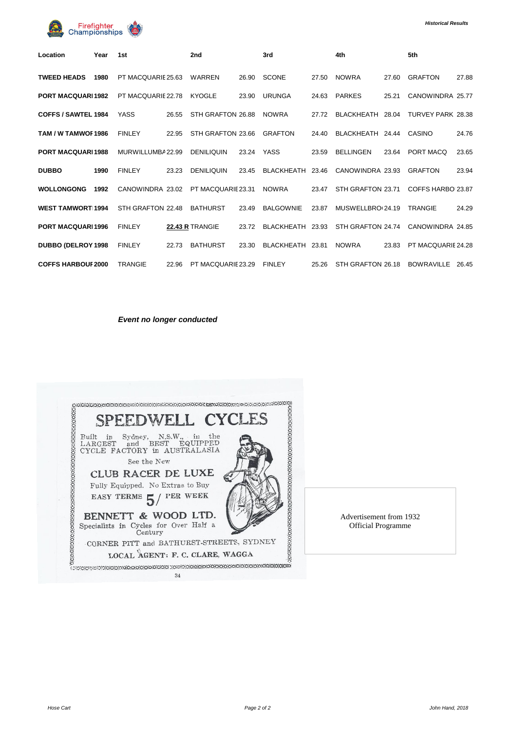| Location | Year | 1st | | 2nd | | 3rd | | 4th | | 5th | |
|---|---|---|---|---|---|---|---|---|---|---|---|
| **TWEED HEADS** | **1980** | PT MACQUARIE | 25.63 | WARREN | 26.90 | SCONE | 27.50 | NOWRA | 27.60 | GRAFTON | 27.88 |
| **PORT MACQUARI** | **1982** | PT MACQUARIE | 22.78 | KYOGLE | 23.90 | URUNGA | 24.63 | PARKES | 25.21 | CANOWINDRA | 25.77 |
| **COFFS / SAWTEL** | **1984** | YASS | 26.55 | STH GRAFTON | 26.88 | NOWRA | 27.72 | BLACKHEATH | 28.04 | TURVEY PARK | 28.38 |
| **TAM / W TAMWOF** | **1986** | FINLEY | 22.95 | STH GRAFTON | 23.66 | GRAFTON | 24.40 | BLACKHEATH | 24.44 | CASINO | 24.76 |
| **PORT MACQUARI** | **1988** | MURWILLUMBA | 22.99 | DENILIQUIN | 23.24 | YASS | 23.59 | BELLINGEN | 23.64 | PORT MACQ | 23.65 |
| **DUBBO** | **1990** | FINLEY | 23.23 | DENILIQUIN | 23.45 | BLACKHEATH | 23.46 | CANOWINDRA | 23.93 | GRAFTON | 23.94 |
| **WOLLONGONG** | **1992** | CANOWINDRA | 23.02 | PT MACQUARIE | 23.31 | NOWRA | 23.47 | STH GRAFTON | 23.71 | COFFS HARBO | 23.87 |
| **WEST TAMWORT** | **1994** | STH GRAFTON | 22.48 | BATHURST | 23.49 | BALGOWNIE | 23.87 | MUSWELLBRO | 24.19 | TRANGIE | 24.29 |
| **PORT MACQUARI** | **1996** | FINLEY | **22.43 R** | TRANGIE | 23.72 | BLACKHEATH | 23.93 | STH GRAFTON | 24.74 | CANOWINDRA | 24.85 |
| **DUBBO (DELROY** | **1998** | FINLEY | 22.73 | BATHURST | 23.30 | BLACKHEATH | 23.81 | NOWRA | 23.83 | PT MACQUARIE | 24.28 |
| **COFFS HARBOUF** | **2000** | TRANGIE | 22.96 | PT MACQUARIE | 23.29 | FINLEY | 25.26 | STH GRAFTON | 26.18 | BOWRAVILLE | 26.45 |

***Event no longer conducted***

SPEEDWELL CYCLES

Built in Sydney, N.S.W., in the LARGEST and BEST EQUIPPED CYCLE FACTORY in AUSTRALASIA

See the New

CLUB RACER DE LUXE

Fully Equipped. No Extras to Buy

EASY TERMS 5/ PER WEEK

BENNETT & WOOD LTD.

Specialists in Cycles for Over Half a Century

CORNER PITT and BATHURST-STREETS, SYDNEY

LOCAL AGENT: F. C. CLARE, WAGGA

Advertisement from 1932 Official Programme